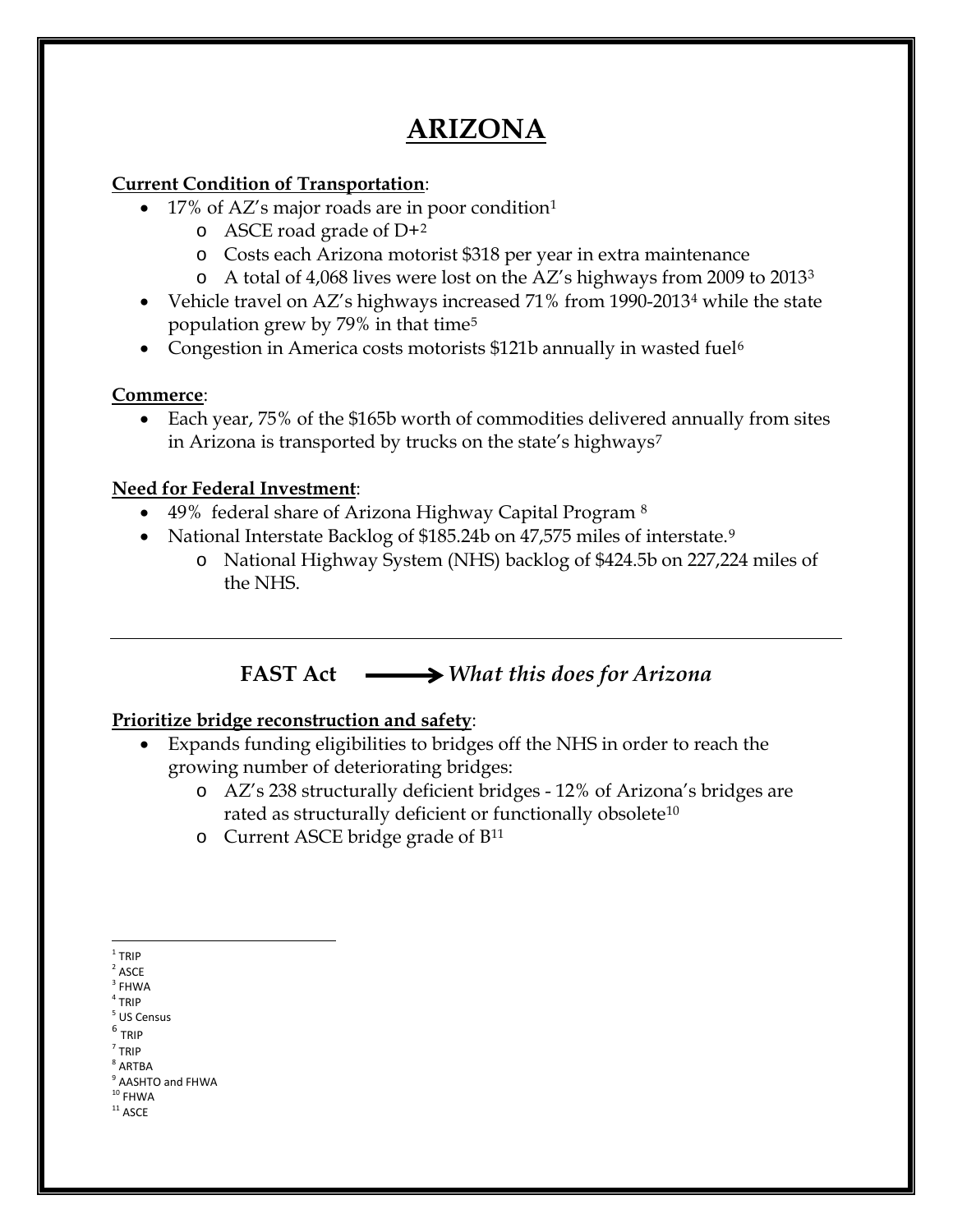# ARIZONA

**Current Condition of Transportation**:

- 17% of AZ's major roads are in poor condition[1]
  - ASCE road grade of D+[2]
  - Costs each Arizona motorist $318 per year in extra maintenance
  - A total of 4,068 lives were lost on the AZ's highways from 2009 to 2013[3]
- Vehicle travel on AZ's highways increased 71% from 1990-2013[4] while the state population grew by 79% in that time[5]
- Congestion in America costs motorists $121b annually in wasted fuel[6]

**Commerce**:

- Each year, 75% of the $165b worth of commodities delivered annually from sites in Arizona is transported by trucks on the state's highways[7]

**Need for Federal Investment**:

- 49% federal share of Arizona Highway Capital Program [8]
- National Interstate Backlog of $185.24b on 47,575 miles of interstate.[9]
  - National Highway System (NHS) backlog of $424.5b on 227,224 miles of the NHS.

---

**FAST Act** ⟶ ***What this does for Arizona***

**Prioritize bridge reconstruction and safety**:

- Expands funding eligibilities to bridges off the NHS in order to reach the growing number of deteriorating bridges:
  - AZ's 238 structurally deficient bridges - 12% of Arizona's bridges are rated as structurally deficient or functionally obsolete[10]
  - Current ASCE bridge grade of B[11]

---

[1] TRIP
[2] ASCE
[3] FHWA
[4] TRIP
[5] US Census
[6] TRIP
[7] TRIP
[8] ARTBA
[9] AASHTO and FHWA
[10] FHWA
[11] ASCE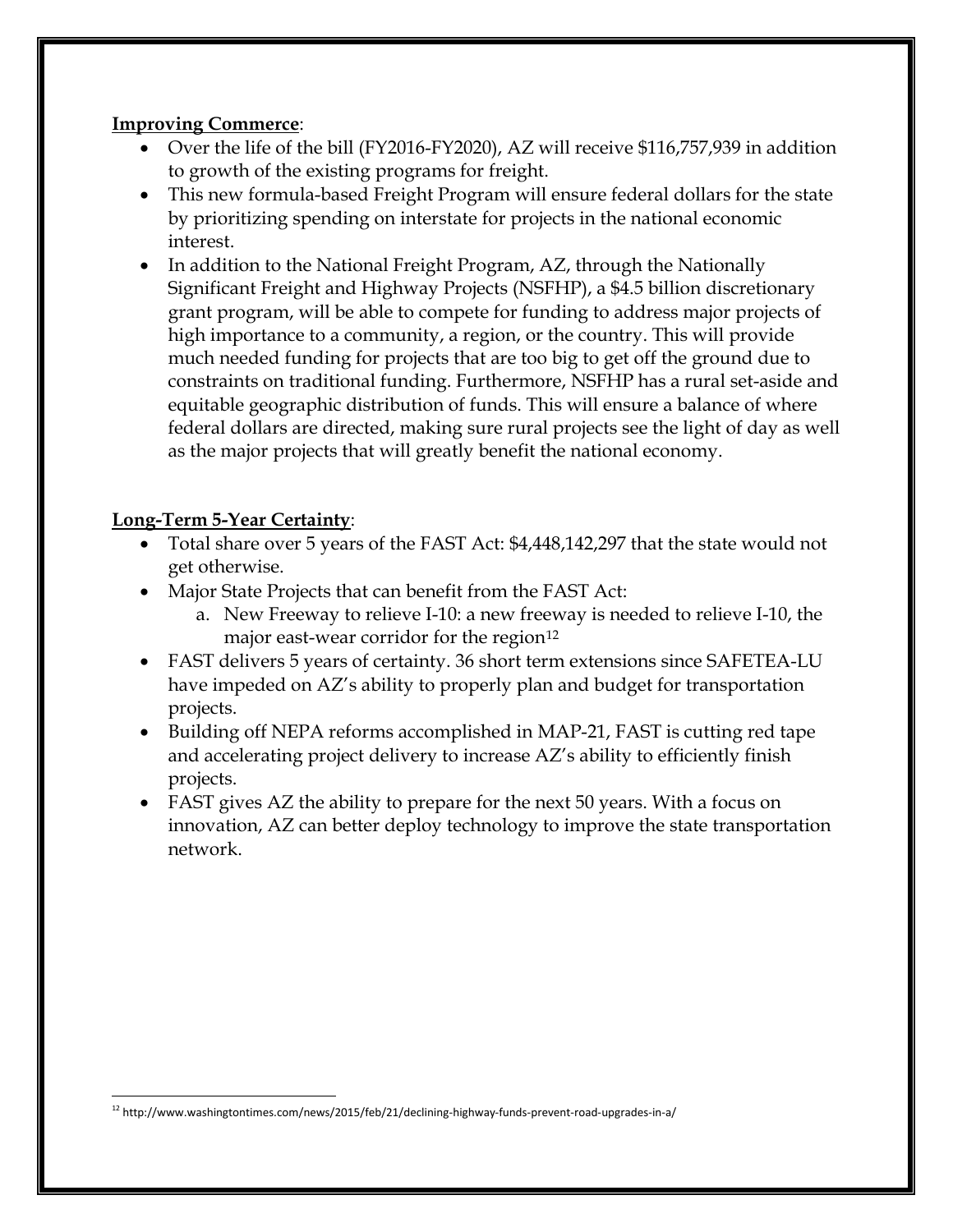**Improving Commerce**:

- Over the life of the bill (FY2016-FY2020), AZ will receive $116,757,939 in addition to growth of the existing programs for freight.
- This new formula-based Freight Program will ensure federal dollars for the state by prioritizing spending on interstate for projects in the national economic interest.
- In addition to the National Freight Program, AZ, through the Nationally Significant Freight and Highway Projects (NSFHP), a $4.5 billion discretionary grant program, will be able to compete for funding to address major projects of high importance to a community, a region, or the country. This will provide much needed funding for projects that are too big to get off the ground due to constraints on traditional funding. Furthermore, NSFHP has a rural set-aside and equitable geographic distribution of funds. This will ensure a balance of where federal dollars are directed, making sure rural projects see the light of day as well as the major projects that will greatly benefit the national economy.

**Long-Term 5-Year Certainty**:

- Total share over 5 years of the FAST Act: $4,448,142,297 that the state would not get otherwise.
- Major State Projects that can benefit from the FAST Act:
    a. New Freeway to relieve I-10: a new freeway is needed to relieve I-10, the major east-wear corridor for the region[12]
- FAST delivers 5 years of certainty. 36 short term extensions since SAFETEA-LU have impeded on AZ's ability to properly plan and budget for transportation projects.
- Building off NEPA reforms accomplished in MAP-21, FAST is cutting red tape and accelerating project delivery to increase AZ's ability to efficiently finish projects.
- FAST gives AZ the ability to prepare for the next 50 years. With a focus on innovation, AZ can better deploy technology to improve the state transportation network.

[12] http://www.washingtontimes.com/news/2015/feb/21/declining-highway-funds-prevent-road-upgrades-in-a/